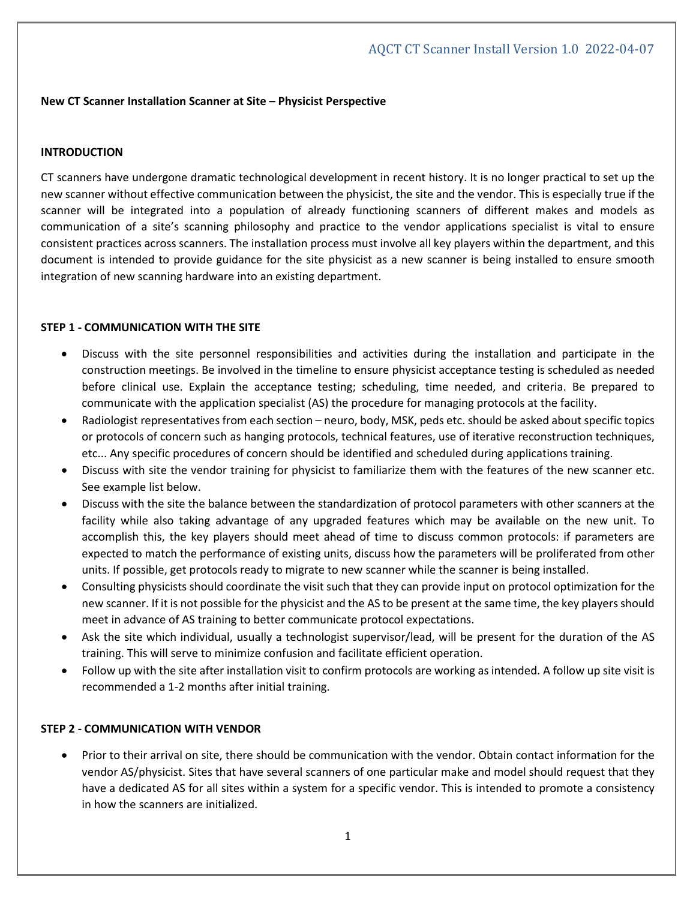**New CT Scanner Installation Scanner at Site – Physicist Perspective**

## INTRODUCTION

CT scanners have undergone dramatic technological development in recent history. It is no longer practical to set up the new scanner without effective communication between the physicist, the site and the vendor. This is especially true if the scanner will be integrated into a population of already functioning scanners of different makes and models as communication of a site's scanning philosophy and practice to the vendor applications specialist is vital to ensure consistent practices across scanners. The installation process must involve all key players within the department, and this document is intended to provide guidance for the site physicist as a new scanner is being installed to ensure smooth integration of new scanning hardware into an existing department.

## STEP 1 - COMMUNICATION WITH THE SITE

- Discuss with the site personnel responsibilities and activities during the installation and participate in the construction meetings. Be involved in the timeline to ensure physicist acceptance testing is scheduled as needed before clinical use. Explain the acceptance testing; scheduling, time needed, and criteria. Be prepared to communicate with the application specialist (AS) the procedure for managing protocols at the facility.
- Radiologist representatives from each section – neuro, body, MSK, peds etc. should be asked about specific topics or protocols of concern such as hanging protocols, technical features, use of iterative reconstruction techniques, etc... Any specific procedures of concern should be identified and scheduled during applications training.
- Discuss with site the vendor training for physicist to familiarize them with the features of the new scanner etc. See example list below.
- Discuss with the site the balance between the standardization of protocol parameters with other scanners at the facility while also taking advantage of any upgraded features which may be available on the new unit. To accomplish this, the key players should meet ahead of time to discuss common protocols: if parameters are expected to match the performance of existing units, discuss how the parameters will be proliferated from other units. If possible, get protocols ready to migrate to new scanner while the scanner is being installed.
- Consulting physicists should coordinate the visit such that they can provide input on protocol optimization for the new scanner. If it is not possible for the physicist and the AS to be present at the same time, the key players should meet in advance of AS training to better communicate protocol expectations.
- Ask the site which individual, usually a technologist supervisor/lead, will be present for the duration of the AS training. This will serve to minimize confusion and facilitate efficient operation.
- Follow up with the site after installation visit to confirm protocols are working as intended. A follow up site visit is recommended a 1-2 months after initial training.

## STEP 2 - COMMUNICATION WITH VENDOR

- Prior to their arrival on site, there should be communication with the vendor. Obtain contact information for the vendor AS/physicist. Sites that have several scanners of one particular make and model should request that they have a dedicated AS for all sites within a system for a specific vendor. This is intended to promote a consistency in how the scanners are initialized.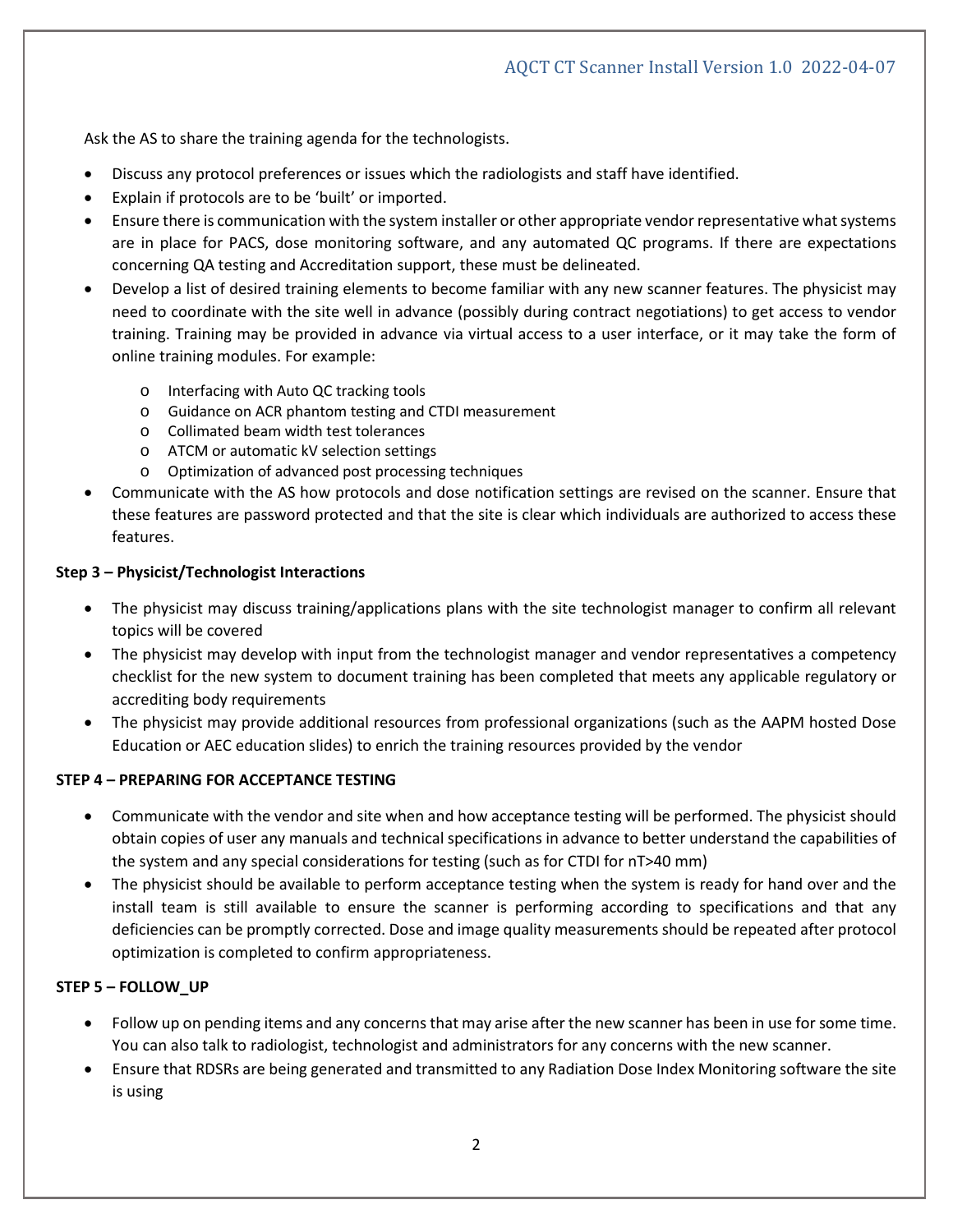Ask the AS to share the training agenda for the technologists.

- Discuss any protocol preferences or issues which the radiologists and staff have identified.
- Explain if protocols are to be 'built' or imported.
- Ensure there is communication with the system installer or other appropriate vendor representative what systems are in place for PACS, dose monitoring software, and any automated QC programs. If there are expectations concerning QA testing and Accreditation support, these must be delineated.
- Develop a list of desired training elements to become familiar with any new scanner features. The physicist may need to coordinate with the site well in advance (possibly during contract negotiations) to get access to vendor training. Training may be provided in advance via virtual access to a user interface, or it may take the form of online training modules. For example:
  - Interfacing with Auto QC tracking tools
  - Guidance on ACR phantom testing and CTDI measurement
  - Collimated beam width test tolerances
  - ATCM or automatic kV selection settings
  - Optimization of advanced post processing techniques
- Communicate with the AS how protocols and dose notification settings are revised on the scanner. Ensure that these features are password protected and that the site is clear which individuals are authorized to access these features.

**Step 3 – Physicist/Technologist Interactions**

- The physicist may discuss training/applications plans with the site technologist manager to confirm all relevant topics will be covered
- The physicist may develop with input from the technologist manager and vendor representatives a competency checklist for the new system to document training has been completed that meets any applicable regulatory or accrediting body requirements
- The physicist may provide additional resources from professional organizations (such as the AAPM hosted Dose Education or AEC education slides) to enrich the training resources provided by the vendor

**STEP 4 – PREPARING FOR ACCEPTANCE TESTING**

- Communicate with the vendor and site when and how acceptance testing will be performed. The physicist should obtain copies of user any manuals and technical specifications in advance to better understand the capabilities of the system and any special considerations for testing (such as for CTDI for nT>40 mm)
- The physicist should be available to perform acceptance testing when the system is ready for hand over and the install team is still available to ensure the scanner is performing according to specifications and that any deficiencies can be promptly corrected. Dose and image quality measurements should be repeated after protocol optimization is completed to confirm appropriateness.

**STEP 5 – FOLLOW_UP**

- Follow up on pending items and any concerns that may arise after the new scanner has been in use for some time. You can also talk to radiologist, technologist and administrators for any concerns with the new scanner.
- Ensure that RDSRs are being generated and transmitted to any Radiation Dose Index Monitoring software the site is using